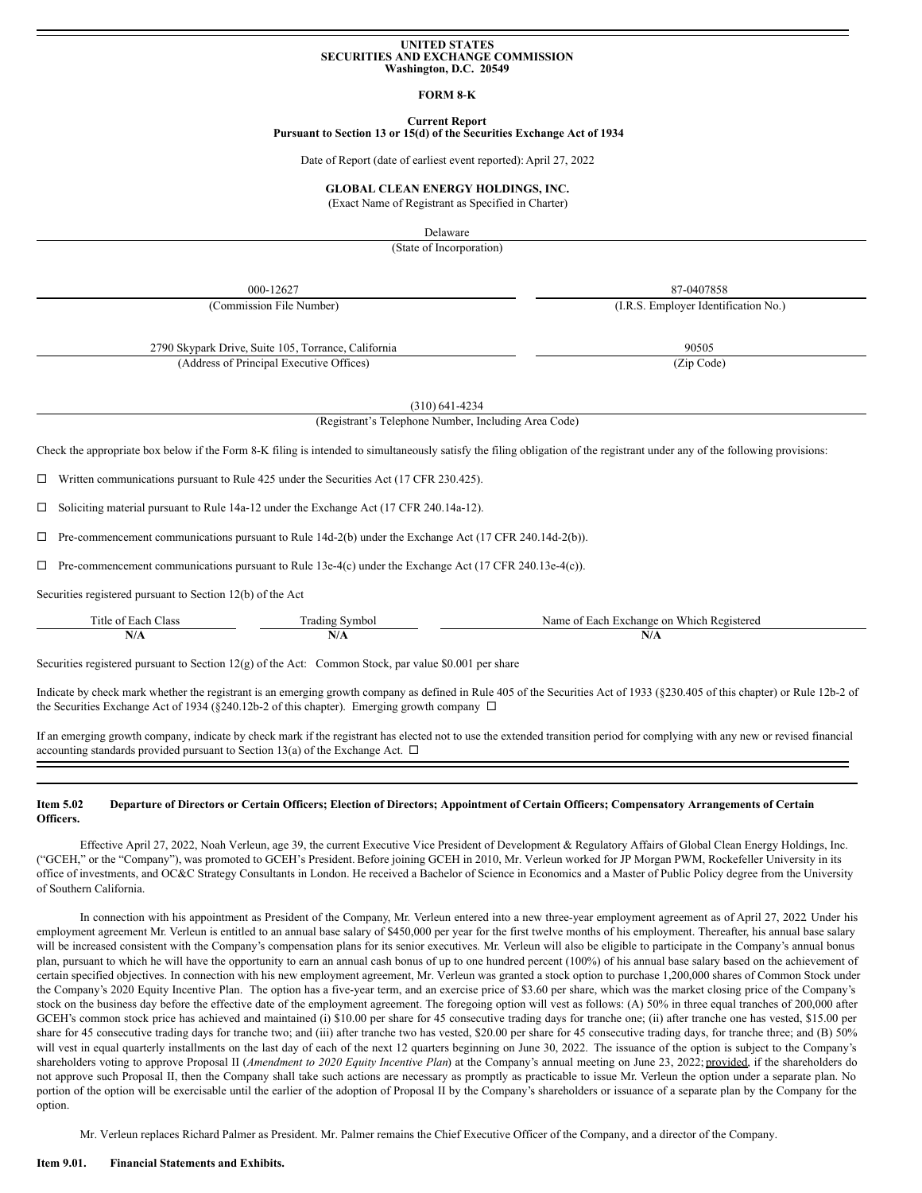**UNITED STATES**
**SECURITIES AND EXCHANGE COMMISSION**
**Washington, D.C. 20549**

**FORM 8-K**

**Current Report**
**Pursuant to Section 13 or 15(d) of the Securities Exchange Act of 1934**

Date of Report (date of earliest event reported): April 27, 2022

**GLOBAL CLEAN ENERGY HOLDINGS, INC.**
(Exact Name of Registrant as Specified in Charter)

Delaware
(State of Incorporation)

| 000-12627 | 87-0407858 |
|---|---|
| (Commission File Number) | (I.R.S. Employer Identification No.) |

| 2790 Skypark Drive, Suite 105, Torrance, California | 90505 |
|---|---|
| (Address of Principal Executive Offices) | (Zip Code) |

(310) 641-4234
(Registrant's Telephone Number, Including Area Code)

Check the appropriate box below if the Form 8-K filing is intended to simultaneously satisfy the filing obligation of the registrant under any of the following provisions:

☐ Written communications pursuant to Rule 425 under the Securities Act (17 CFR 230.425).

☐ Soliciting material pursuant to Rule 14a-12 under the Exchange Act (17 CFR 240.14a-12).

☐ Pre-commencement communications pursuant to Rule 14d-2(b) under the Exchange Act (17 CFR 240.14d-2(b)).

☐ Pre-commencement communications pursuant to Rule 13e-4(c) under the Exchange Act (17 CFR 240.13e-4(c)).

Securities registered pursuant to Section 12(b) of the Act

| Title of Each Class | Trading Symbol | Name of Each Exchange on Which Registered |
|---|---|---|
| **N/A** | **N/A** | **N/A** |

Securities registered pursuant to Section 12(g) of the Act: Common Stock, par value $0.001 per share

Indicate by check mark whether the registrant is an emerging growth company as defined in Rule 405 of the Securities Act of 1933 (§230.405 of this chapter) or Rule 12b-2 of the Securities Exchange Act of 1934 (§240.12b-2 of this chapter). Emerging growth company ☐

If an emerging growth company, indicate by check mark if the registrant has elected not to use the extended transition period for complying with any new or revised financial accounting standards provided pursuant to Section 13(a) of the Exchange Act. ☐

**Item 5.02 Departure of Directors or Certain Officers; Election of Directors; Appointment of Certain Officers; Compensatory Arrangements of Certain Officers.**

Effective April 27, 2022, Noah Verleun, age 39, the current Executive Vice President of Development & Regulatory Affairs of Global Clean Energy Holdings, Inc. ("GCEH," or the "Company"), was promoted to GCEH's President. Before joining GCEH in 2010, Mr. Verleun worked for JP Morgan PWM, Rockefeller University in its office of investments, and OC&C Strategy Consultants in London. He received a Bachelor of Science in Economics and a Master of Public Policy degree from the University of Southern California.

In connection with his appointment as President of the Company, Mr. Verleun entered into a new three-year employment agreement as of April 27, 2022 Under his employment agreement Mr. Verleun is entitled to an annual base salary of $450,000 per year for the first twelve months of his employment. Thereafter, his annual base salary will be increased consistent with the Company's compensation plans for its senior executives. Mr. Verleun will also be eligible to participate in the Company's annual bonus plan, pursuant to which he will have the opportunity to earn an annual cash bonus of up to one hundred percent (100%) of his annual base salary based on the achievement of certain specified objectives. In connection with his new employment agreement, Mr. Verleun was granted a stock option to purchase 1,200,000 shares of Common Stock under the Company's 2020 Equity Incentive Plan. The option has a five-year term, and an exercise price of $3.60 per share, which was the market closing price of the Company's stock on the business day before the effective date of the employment agreement. The foregoing option will vest as follows: (A) 50% in three equal tranches of 200,000 after GCEH's common stock price has achieved and maintained (i) $10.00 per share for 45 consecutive trading days for tranche one; (ii) after tranche one has vested, $15.00 per share for 45 consecutive trading days for tranche two; and (iii) after tranche two has vested, $20.00 per share for 45 consecutive trading days, for tranche three; and (B) 50% will vest in equal quarterly installments on the last day of each of the next 12 quarters beginning on June 30, 2022. The issuance of the option is subject to the Company's shareholders voting to approve Proposal II (*Amendment to 2020 Equity Incentive Plan*) at the Company's annual meeting on June 23, 2022; provided, if the shareholders do not approve such Proposal II, then the Company shall take such actions are necessary as promptly as practicable to issue Mr. Verleun the option under a separate plan. No portion of the option will be exercisable until the earlier of the adoption of Proposal II by the Company's shareholders or issuance of a separate plan by the Company for the option.

Mr. Verleun replaces Richard Palmer as President. Mr. Palmer remains the Chief Executive Officer of the Company, and a director of the Company.

**Item 9.01. Financial Statements and Exhibits.**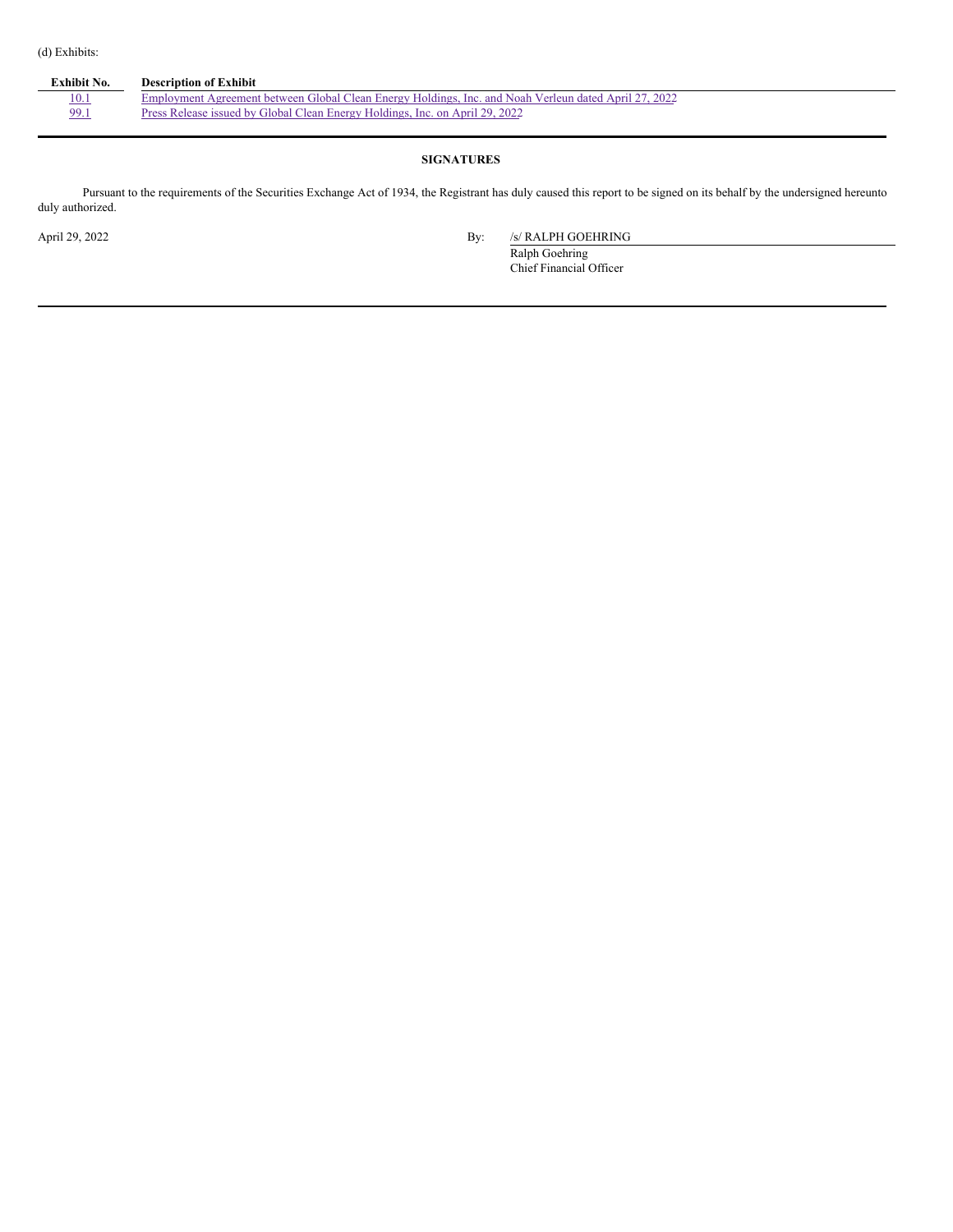(d) Exhibits:

| Exhibit No. | Description of Exhibit |
| --- | --- |
| 10.1 | Employment Agreement between Global Clean Energy Holdings, Inc. and Noah Verleun dated April 27, 2022 |
| 99.1 | Press Release issued by Global Clean Energy Holdings, Inc. on April 29, 2022 |

**SIGNATURES**

Pursuant to the requirements of the Securities Exchange Act of 1934, the Registrant has duly caused this report to be signed on its behalf by the undersigned hereunto duly authorized.

April 29, 2022

By: /s/ RALPH GOEHRING
Ralph Goehring
Chief Financial Officer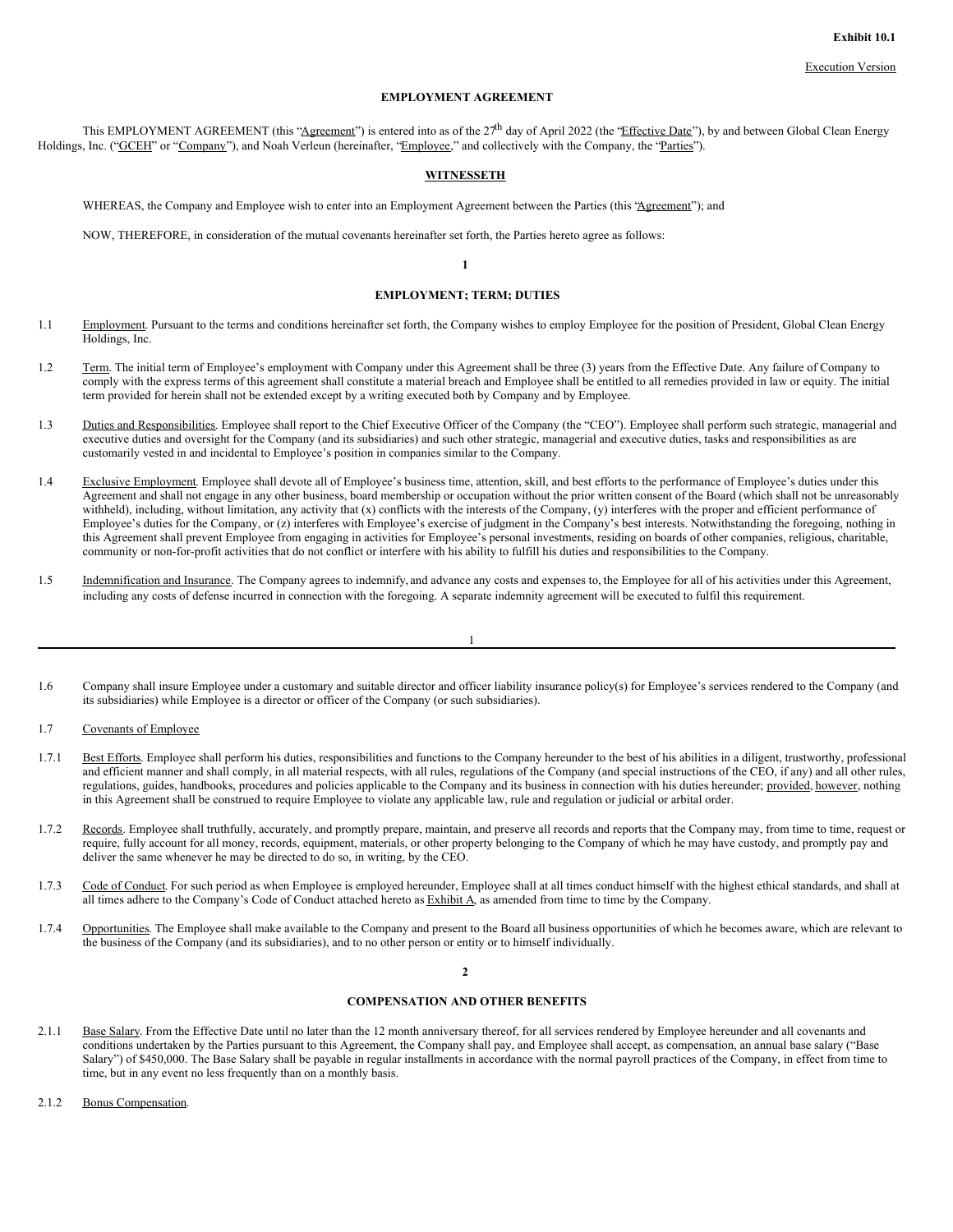**Exhibit 10.1**

Execution Version

# EMPLOYMENT AGREEMENT

This EMPLOYMENT AGREEMENT (this "Agreement") is entered into as of the 27th day of April 2022 (the "Effective Date"), by and between Global Clean Energy Holdings, Inc. ("GCEH" or "Company"), and Noah Verleun (hereinafter, "Employee," and collectively with the Company, the "Parties").

## WITNESSETH

WHEREAS, the Company and Employee wish to enter into an Employment Agreement between the Parties (this "Agreement"); and

NOW, THEREFORE, in consideration of the mutual covenants hereinafter set forth, the Parties hereto agree as follows:

## 1

## EMPLOYMENT; TERM; DUTIES

1.1 Employment. Pursuant to the terms and conditions hereinafter set forth, the Company wishes to employ Employee for the position of President, Global Clean Energy Holdings, Inc.

1.2 Term. The initial term of Employee's employment with Company under this Agreement shall be three (3) years from the Effective Date. Any failure of Company to comply with the express terms of this agreement shall constitute a material breach and Employee shall be entitled to all remedies provided in law or equity. The initial term provided for herein shall not be extended except by a writing executed both by Company and by Employee.

1.3 Duties and Responsibilities. Employee shall report to the Chief Executive Officer of the Company (the "CEO"). Employee shall perform such strategic, managerial and executive duties and oversight for the Company (and its subsidiaries) and such other strategic, managerial and executive duties, tasks and responsibilities as are customarily vested in and incidental to Employee's position in companies similar to the Company.

1.4 Exclusive Employment. Employee shall devote all of Employee's business time, attention, skill, and best efforts to the performance of Employee's duties under this Agreement and shall not engage in any other business, board membership or occupation without the prior written consent of the Board (which shall not be unreasonably withheld), including, without limitation, any activity that (x) conflicts with the interests of the Company, (y) interferes with the proper and efficient performance of Employee's duties for the Company, or (z) interferes with Employee's exercise of judgment in the Company's best interests. Notwithstanding the foregoing, nothing in this Agreement shall prevent Employee from engaging in activities for Employee's personal investments, residing on boards of other companies, religious, charitable, community or non-for-profit activities that do not conflict or interfere with his ability to fulfill his duties and responsibilities to the Company.

1.5 Indemnification and Insurance. The Company agrees to indemnify, and advance any costs and expenses to, the Employee for all of his activities under this Agreement, including any costs of defense incurred in connection with the foregoing. A separate indemnity agreement will be executed to fulfil this requirement.

1.6 Company shall insure Employee under a customary and suitable director and officer liability insurance policy(s) for Employee's services rendered to the Company (and its subsidiaries) while Employee is a director or officer of the Company (or such subsidiaries).

1.7 Covenants of Employee

1.7.1 Best Efforts. Employee shall perform his duties, responsibilities and functions to the Company hereunder to the best of his abilities in a diligent, trustworthy, professional and efficient manner and shall comply, in all material respects, with all rules, regulations of the Company (and special instructions of the CEO, if any) and all other rules, regulations, guides, handbooks, procedures and policies applicable to the Company and its business in connection with his duties hereunder; provided, however, nothing in this Agreement shall be construed to require Employee to violate any applicable law, rule and regulation or judicial or arbital order.

1.7.2 Records. Employee shall truthfully, accurately, and promptly prepare, maintain, and preserve all records and reports that the Company may, from time to time, request or require, fully account for all money, records, equipment, materials, or other property belonging to the Company of which he may have custody, and promptly pay and deliver the same whenever he may be directed to do so, in writing, by the CEO.

1.7.3 Code of Conduct. For such period as when Employee is employed hereunder, Employee shall at all times conduct himself with the highest ethical standards, and shall at all times adhere to the Company's Code of Conduct attached hereto as Exhibit A, as amended from time to time by the Company.

1.7.4 Opportunities. The Employee shall make available to the Company and present to the Board all business opportunities of which he becomes aware, which are relevant to the business of the Company (and its subsidiaries), and to no other person or entity or to himself individually.

## 2

## COMPENSATION AND OTHER BENEFITS

2.1.1 Base Salary. From the Effective Date until no later than the 12 month anniversary thereof, for all services rendered by Employee hereunder and all covenants and conditions undertaken by the Parties pursuant to this Agreement, the Company shall pay, and Employee shall accept, as compensation, an annual base salary ("Base Salary") of $450,000. The Base Salary shall be payable in regular installments in accordance with the normal payroll practices of the Company, in effect from time to time, but in any event no less frequently than on a monthly basis.

2.1.2 Bonus Compensation.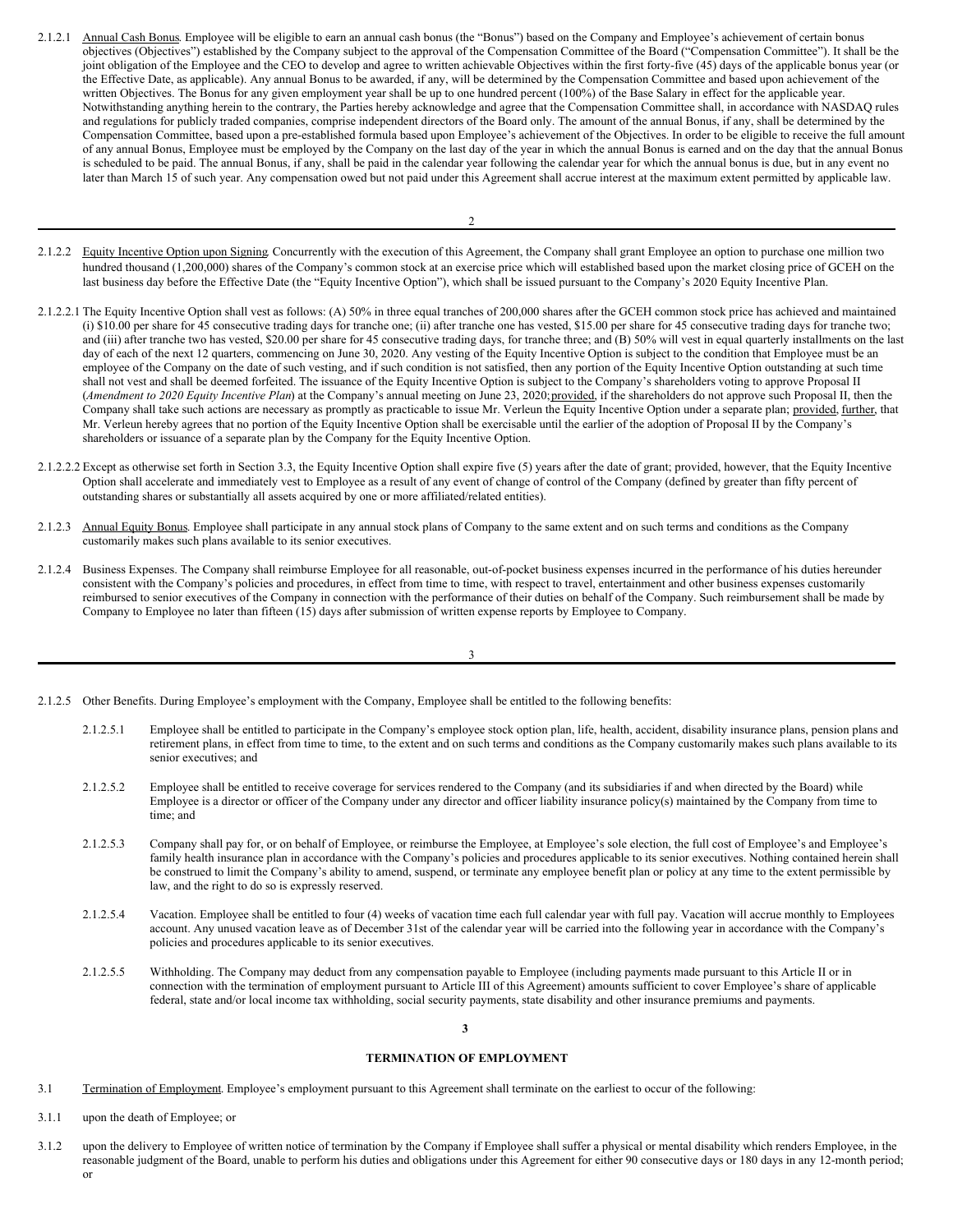2.1.2.1 Annual Cash Bonus. Employee will be eligible to earn an annual cash bonus (the "Bonus") based on the Company and Employee's achievement of certain bonus objectives (Objectives") established by the Company subject to the approval of the Compensation Committee of the Board ("Compensation Committee"). It shall be the joint obligation of the Employee and the CEO to develop and agree to written achievable Objectives within the first forty-five (45) days of the applicable bonus year (or the Effective Date, as applicable). Any annual Bonus to be awarded, if any, will be determined by the Compensation Committee and based upon achievement of the written Objectives. The Bonus for any given employment year shall be up to one hundred percent (100%) of the Base Salary in effect for the applicable year. Notwithstanding anything herein to the contrary, the Parties hereby acknowledge and agree that the Compensation Committee shall, in accordance with NASDAQ rules and regulations for publicly traded companies, comprise independent directors of the Board only. The amount of the annual Bonus, if any, shall be determined by the Compensation Committee, based upon a pre-established formula based upon Employee's achievement of the Objectives. In order to be eligible to receive the full amount of any annual Bonus, Employee must be employed by the Company on the last day of the year in which the annual Bonus is earned and on the day that the annual Bonus is scheduled to be paid. The annual Bonus, if any, shall be paid in the calendar year following the calendar year for which the annual bonus is due, but in any event no later than March 15 of such year. Any compensation owed but not paid under this Agreement shall accrue interest at the maximum extent permitted by applicable law.

2.1.2.2 Equity Incentive Option upon Signing. Concurrently with the execution of this Agreement, the Company shall grant Employee an option to purchase one million two hundred thousand (1,200,000) shares of the Company's common stock at an exercise price which will established based upon the market closing price of GCEH on the last business day before the Effective Date (the "Equity Incentive Option"), which shall be issued pursuant to the Company's 2020 Equity Incentive Plan.

2.1.2.2.1 The Equity Incentive Option shall vest as follows: (A) 50% in three equal tranches of 200,000 shares after the GCEH common stock price has achieved and maintained (i) $10.00 per share for 45 consecutive trading days for tranche one; (ii) after tranche one has vested, $15.00 per share for 45 consecutive trading days for tranche two; and (iii) after tranche two has vested, $20.00 per share for 45 consecutive trading days, for tranche three; and (B) 50% will vest in equal quarterly installments on the last day of each of the next 12 quarters, commencing on June 30, 2020. Any vesting of the Equity Incentive Option is subject to the condition that Employee must be an employee of the Company on the date of such vesting, and if such condition is not satisfied, then any portion of the Equity Incentive Option outstanding at such time shall not vest and shall be deemed forfeited. The issuance of the Equity Incentive Option is subject to the Company's shareholders voting to approve Proposal II (*Amendment to 2020 Equity Incentive Plan*) at the Company's annual meeting on June 23, 2020; provided, if the shareholders do not approve such Proposal II, then the Company shall take such actions are necessary as promptly as practicable to issue Mr. Verleun the Equity Incentive Option under a separate plan; provided, further, that Mr. Verleun hereby agrees that no portion of the Equity Incentive Option shall be exercisable until the earlier of the adoption of Proposal II by the Company's shareholders or issuance of a separate plan by the Company for the Equity Incentive Option.

2.1.2.2.2 Except as otherwise set forth in Section 3.3, the Equity Incentive Option shall expire five (5) years after the date of grant; provided, however, that the Equity Incentive Option shall accelerate and immediately vest to Employee as a result of any event of change of control of the Company (defined by greater than fifty percent of outstanding shares or substantially all assets acquired by one or more affiliated/related entities).

2.1.2.3 Annual Equity Bonus. Employee shall participate in any annual stock plans of Company to the same extent and on such terms and conditions as the Company customarily makes such plans available to its senior executives.

2.1.2.4 Business Expenses. The Company shall reimburse Employee for all reasonable, out-of-pocket business expenses incurred in the performance of his duties hereunder consistent with the Company's policies and procedures, in effect from time to time, with respect to travel, entertainment and other business expenses customarily reimbursed to senior executives of the Company in connection with the performance of their duties on behalf of the Company. Such reimbursement shall be made by Company to Employee no later than fifteen (15) days after submission of written expense reports by Employee to Company.

2.1.2.5 Other Benefits. During Employee's employment with the Company, Employee shall be entitled to the following benefits:

2.1.2.5.1 Employee shall be entitled to participate in the Company's employee stock option plan, life, health, accident, disability insurance plans, pension plans and retirement plans, in effect from time to time, to the extent and on such terms and conditions as the Company customarily makes such plans available to its senior executives; and

2.1.2.5.2 Employee shall be entitled to receive coverage for services rendered to the Company (and its subsidiaries if and when directed by the Board) while Employee is a director or officer of the Company under any director and officer liability insurance policy(s) maintained by the Company from time to time; and

2.1.2.5.3 Company shall pay for, or on behalf of Employee, or reimburse the Employee, at Employee's sole election, the full cost of Employee's and Employee's family health insurance plan in accordance with the Company's policies and procedures applicable to its senior executives. Nothing contained herein shall be construed to limit the Company's ability to amend, suspend, or terminate any employee benefit plan or policy at any time to the extent permissible by law, and the right to do so is expressly reserved.

2.1.2.5.4 Vacation. Employee shall be entitled to four (4) weeks of vacation time each full calendar year with full pay. Vacation will accrue monthly to Employees account. Any unused vacation leave as of December 31st of the calendar year will be carried into the following year in accordance with the Company's policies and procedures applicable to its senior executives.

2.1.2.5.5 Withholding. The Company may deduct from any compensation payable to Employee (including payments made pursuant to this Article II or in connection with the termination of employment pursuant to Article III of this Agreement) amounts sufficient to cover Employee's share of applicable federal, state and/or local income tax withholding, social security payments, state disability and other insurance premiums and payments.

## 3

## TERMINATION OF EMPLOYMENT

3.1 Termination of Employment. Employee's employment pursuant to this Agreement shall terminate on the earliest to occur of the following:

3.1.1 upon the death of Employee; or

3.1.2 upon the delivery to Employee of written notice of termination by the Company if Employee shall suffer a physical or mental disability which renders Employee, in the reasonable judgment of the Board, unable to perform his duties and obligations under this Agreement for either 90 consecutive days or 180 days in any 12-month period; or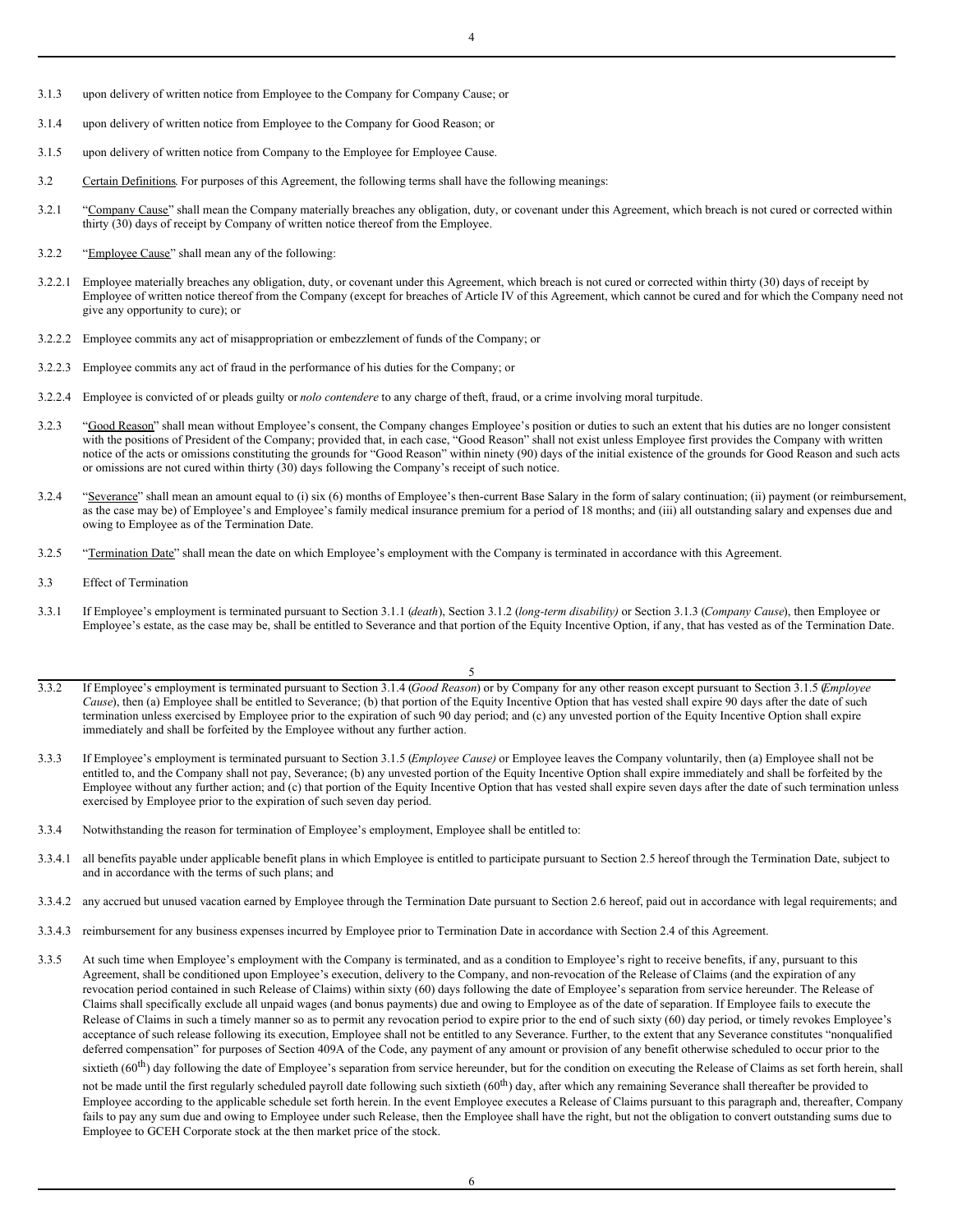3.1.3 upon delivery of written notice from Employee to the Company for Company Cause; or

3.1.4 upon delivery of written notice from Employee to the Company for Good Reason; or

3.1.5 upon delivery of written notice from Company to the Employee for Employee Cause.

3.2 Certain Definitions. For purposes of this Agreement, the following terms shall have the following meanings:

3.2.1 "Company Cause" shall mean the Company materially breaches any obligation, duty, or covenant under this Agreement, which breach is not cured or corrected within thirty (30) days of receipt by Company of written notice thereof from the Employee.

3.2.2 "Employee Cause" shall mean any of the following:

3.2.2.1 Employee materially breaches any obligation, duty, or covenant under this Agreement, which breach is not cured or corrected within thirty (30) days of receipt by Employee of written notice thereof from the Company (except for breaches of Article IV of this Agreement, which cannot be cured and for which the Company need not give any opportunity to cure); or

3.2.2.2 Employee commits any act of misappropriation or embezzlement of funds of the Company; or

3.2.2.3 Employee commits any act of fraud in the performance of his duties for the Company; or

3.2.2.4 Employee is convicted of or pleads guilty or *nolo contendere* to any charge of theft, fraud, or a crime involving moral turpitude.

3.2.3 "Good Reason" shall mean without Employee's consent, the Company changes Employee's position or duties to such an extent that his duties are no longer consistent with the positions of President of the Company; provided that, in each case, "Good Reason" shall not exist unless Employee first provides the Company with written notice of the acts or omissions constituting the grounds for "Good Reason" within ninety (90) days of the initial existence of the grounds for Good Reason and such acts or omissions are not cured within thirty (30) days following the Company's receipt of such notice.

3.2.4 "Severance" shall mean an amount equal to (i) six (6) months of Employee's then-current Base Salary in the form of salary continuation; (ii) payment (or reimbursement, as the case may be) of Employee's and Employee's family medical insurance premium for a period of 18 months; and (iii) all outstanding salary and expenses due and owing to Employee as of the Termination Date.

3.2.5 "Termination Date" shall mean the date on which Employee's employment with the Company is terminated in accordance with this Agreement.

3.3 Effect of Termination

3.3.1 If Employee's employment is terminated pursuant to Section 3.1.1 (*death*), Section 3.1.2 (*long-term disability)* or Section 3.1.3 (*Company Cause*), then Employee or Employee's estate, as the case may be, shall be entitled to Severance and that portion of the Equity Incentive Option, if any, that has vested as of the Termination Date.

3.3.2 If Employee's employment is terminated pursuant to Section 3.1.4 (*Good Reason*) or by Company for any other reason except pursuant to Section 3.1.5 (*Employee Cause*), then (a) Employee shall be entitled to Severance; (b) that portion of the Equity Incentive Option that has vested shall expire 90 days after the date of such termination unless exercised by Employee prior to the expiration of such 90 day period; and (c) any unvested portion of the Equity Incentive Option shall expire immediately and shall be forfeited by the Employee without any further action.

3.3.3 If Employee's employment is terminated pursuant to Section 3.1.5 (*Employee Cause)* or Employee leaves the Company voluntarily, then (a) Employee shall not be entitled to, and the Company shall not pay, Severance; (b) any unvested portion of the Equity Incentive Option shall expire immediately and shall be forfeited by the Employee without any further action; and (c) that portion of the Equity Incentive Option that has vested shall expire seven days after the date of such termination unless exercised by Employee prior to the expiration of such seven day period.

3.3.4 Notwithstanding the reason for termination of Employee's employment, Employee shall be entitled to:

3.3.4.1 all benefits payable under applicable benefit plans in which Employee is entitled to participate pursuant to Section 2.5 hereof through the Termination Date, subject to and in accordance with the terms of such plans; and

3.3.4.2 any accrued but unused vacation earned by Employee through the Termination Date pursuant to Section 2.6 hereof, paid out in accordance with legal requirements; and

3.3.4.3 reimbursement for any business expenses incurred by Employee prior to Termination Date in accordance with Section 2.4 of this Agreement.

3.3.5 At such time when Employee's employment with the Company is terminated, and as a condition to Employee's right to receive benefits, if any, pursuant to this Agreement, shall be conditioned upon Employee's execution, delivery to the Company, and non-revocation of the Release of Claims (and the expiration of any revocation period contained in such Release of Claims) within sixty (60) days following the date of Employee's separation from service hereunder. The Release of Claims shall specifically exclude all unpaid wages (and bonus payments) due and owing to Employee as of the date of separation. If Employee fails to execute the Release of Claims in such a timely manner so as to permit any revocation period to expire prior to the end of such sixty (60) day period, or timely revokes Employee's acceptance of such release following its execution, Employee shall not be entitled to any Severance. Further, to the extent that any Severance constitutes "nonqualified deferred compensation" for purposes of Section 409A of the Code, any payment of any amount or provision of any benefit otherwise scheduled to occur prior to the sixtieth (60th) day following the date of Employee's separation from service hereunder, but for the condition on executing the Release of Claims as set forth herein, shall not be made until the first regularly scheduled payroll date following such sixtieth (60th) day, after which any remaining Severance shall thereafter be provided to Employee according to the applicable schedule set forth herein. In the event Employee executes a Release of Claims pursuant to this paragraph and, thereafter, Company fails to pay any sum due and owing to Employee under such Release, then the Employee shall have the right, but not the obligation to convert outstanding sums due to Employee to GCEH Corporate stock at the then market price of the stock.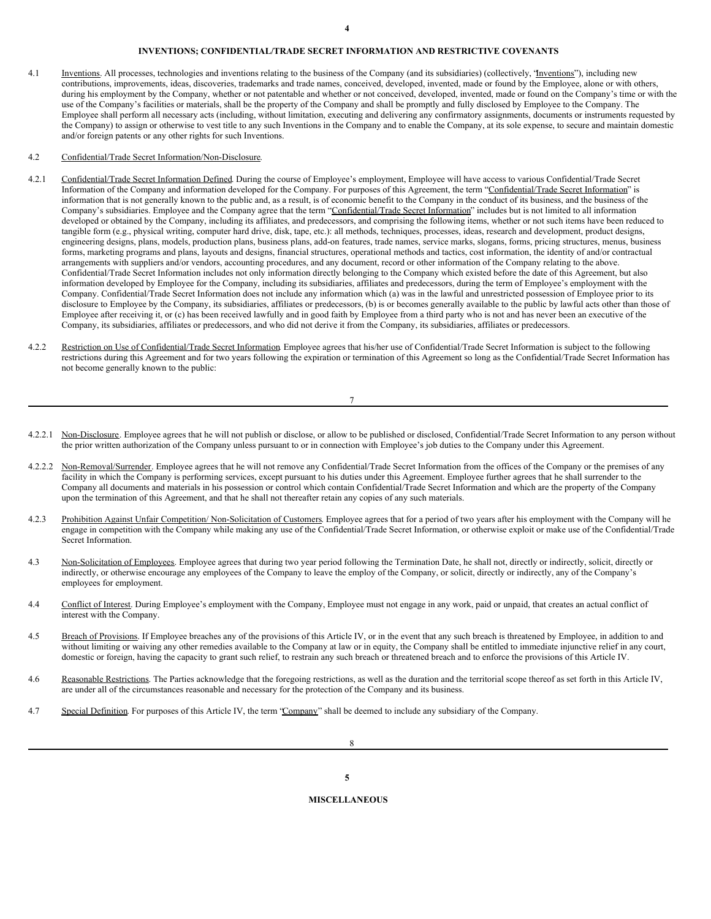# 4

## INVENTIONS; CONFIDENTIAL/TRADE SECRET INFORMATION AND RESTRICTIVE COVENANTS

4.1 Inventions. All processes, technologies and inventions relating to the business of the Company (and its subsidiaries) (collectively, "Inventions"), including new contributions, improvements, ideas, discoveries, trademarks and trade names, conceived, developed, invented, made or found by the Employee, alone or with others, during his employment by the Company, whether or not patentable and whether or not conceived, developed, invented, made or found on the Company's time or with the use of the Company's facilities or materials, shall be the property of the Company and shall be promptly and fully disclosed by Employee to the Company. The Employee shall perform all necessary acts (including, without limitation, executing and delivering any confirmatory assignments, documents or instruments requested by the Company) to assign or otherwise to vest title to any such Inventions in the Company and to enable the Company, at its sole expense, to secure and maintain domestic and/or foreign patents or any other rights for such Inventions.

4.2 Confidential/Trade Secret Information/Non-Disclosure.

4.2.1 Confidential/Trade Secret Information Defined. During the course of Employee's employment, Employee will have access to various Confidential/Trade Secret Information of the Company and information developed for the Company. For purposes of this Agreement, the term "Confidential/Trade Secret Information" is information that is not generally known to the public and, as a result, is of economic benefit to the Company in the conduct of its business, and the business of the Company's subsidiaries. Employee and the Company agree that the term "Confidential/Trade Secret Information" includes but is not limited to all information developed or obtained by the Company, including its affiliates, and predecessors, and comprising the following items, whether or not such items have been reduced to tangible form (e.g., physical writing, computer hard drive, disk, tape, etc.): all methods, techniques, processes, ideas, research and development, product designs, engineering designs, plans, models, production plans, business plans, add-on features, trade names, service marks, slogans, forms, pricing structures, menus, business forms, marketing programs and plans, layouts and designs, financial structures, operational methods and tactics, cost information, the identity of and/or contractual arrangements with suppliers and/or vendors, accounting procedures, and any document, record or other information of the Company relating to the above. Confidential/Trade Secret Information includes not only information directly belonging to the Company which existed before the date of this Agreement, but also information developed by Employee for the Company, including its subsidiaries, affiliates and predecessors, during the term of Employee's employment with the Company. Confidential/Trade Secret Information does not include any information which (a) was in the lawful and unrestricted possession of Employee prior to its disclosure to Employee by the Company, its subsidiaries, affiliates or predecessors, (b) is or becomes generally available to the public by lawful acts other than those of Employee after receiving it, or (c) has been received lawfully and in good faith by Employee from a third party who is not and has never been an executive of the Company, its subsidiaries, affiliates or predecessors, and who did not derive it from the Company, its subsidiaries, affiliates or predecessors.

4.2.2 Restriction on Use of Confidential/Trade Secret Information. Employee agrees that his/her use of Confidential/Trade Secret Information is subject to the following restrictions during this Agreement and for two years following the expiration or termination of this Agreement so long as the Confidential/Trade Secret Information has not become generally known to the public:

4.2.2.1 Non-Disclosure. Employee agrees that he will not publish or disclose, or allow to be published or disclosed, Confidential/Trade Secret Information to any person without the prior written authorization of the Company unless pursuant to or in connection with Employee's job duties to the Company under this Agreement.

4.2.2.2 Non-Removal/Surrender. Employee agrees that he will not remove any Confidential/Trade Secret Information from the offices of the Company or the premises of any facility in which the Company is performing services, except pursuant to his duties under this Agreement. Employee further agrees that he shall surrender to the Company all documents and materials in his possession or control which contain Confidential/Trade Secret Information and which are the property of the Company upon the termination of this Agreement, and that he shall not thereafter retain any copies of any such materials.

4.2.3 Prohibition Against Unfair Competition/ Non-Solicitation of Customers. Employee agrees that for a period of two years after his employment with the Company will he engage in competition with the Company while making any use of the Confidential/Trade Secret Information, or otherwise exploit or make use of the Confidential/Trade Secret Information.

4.3 Non-Solicitation of Employees. Employee agrees that during two year period following the Termination Date, he shall not, directly or indirectly, solicit, directly or indirectly, or otherwise encourage any employees of the Company to leave the employ of the Company, or solicit, directly or indirectly, any of the Company's employees for employment.

4.4 Conflict of Interest. During Employee's employment with the Company, Employee must not engage in any work, paid or unpaid, that creates an actual conflict of interest with the Company.

4.5 Breach of Provisions. If Employee breaches any of the provisions of this Article IV, or in the event that any such breach is threatened by Employee, in addition to and without limiting or waiving any other remedies available to the Company at law or in equity, the Company shall be entitled to immediate injunctive relief in any court, domestic or foreign, having the capacity to grant such relief, to restrain any such breach or threatened breach and to enforce the provisions of this Article IV.

4.6 Reasonable Restrictions. The Parties acknowledge that the foregoing restrictions, as well as the duration and the territorial scope thereof as set forth in this Article IV, are under all of the circumstances reasonable and necessary for the protection of the Company and its business.

4.7 Special Definition. For purposes of this Article IV, the term "Company" shall be deemed to include any subsidiary of the Company.

# 5

## MISCELLANEOUS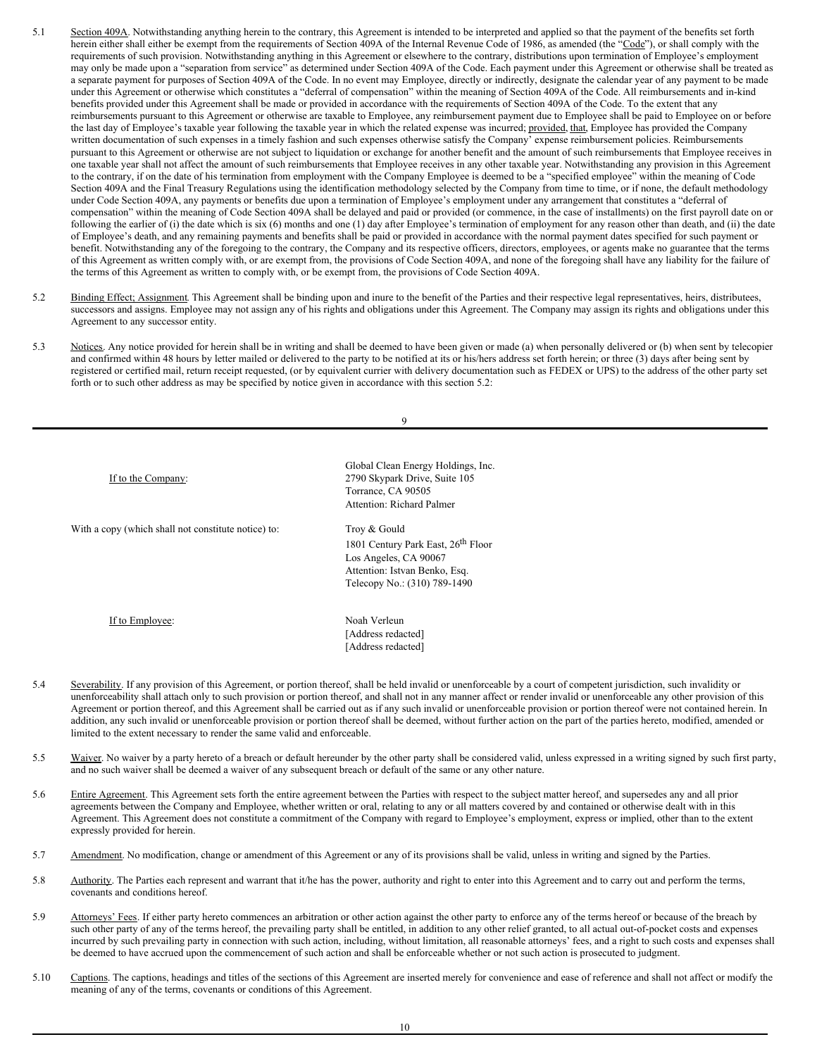5.1 Section 409A. Notwithstanding anything herein to the contrary, this Agreement is intended to be interpreted and applied so that the payment of the benefits set forth herein either shall either be exempt from the requirements of Section 409A of the Internal Revenue Code of 1986, as amended (the "Code"), or shall comply with the requirements of such provision. Notwithstanding anything in this Agreement or elsewhere to the contrary, distributions upon termination of Employee's employment may only be made upon a "separation from service" as determined under Section 409A of the Code. Each payment under this Agreement or otherwise shall be treated as a separate payment for purposes of Section 409A of the Code. In no event may Employee, directly or indirectly, designate the calendar year of any payment to be made under this Agreement or otherwise which constitutes a "deferral of compensation" within the meaning of Section 409A of the Code. All reimbursements and in-kind benefits provided under this Agreement shall be made or provided in accordance with the requirements of Section 409A of the Code. To the extent that any reimbursements pursuant to this Agreement or otherwise are taxable to Employee, any reimbursement payment due to Employee shall be paid to Employee on or before the last day of Employee's taxable year following the taxable year in which the related expense was incurred; provided, that, Employee has provided the Company written documentation of such expenses in a timely fashion and such expenses otherwise satisfy the Company' expense reimbursement policies. Reimbursements pursuant to this Agreement or otherwise are not subject to liquidation or exchange for another benefit and the amount of such reimbursements that Employee receives in one taxable year shall not affect the amount of such reimbursements that Employee receives in any other taxable year. Notwithstanding any provision in this Agreement to the contrary, if on the date of his termination from employment with the Company Employee is deemed to be a "specified employee" within the meaning of Code Section 409A and the Final Treasury Regulations using the identification methodology selected by the Company from time to time, or if none, the default methodology under Code Section 409A, any payments or benefits due upon a termination of Employee's employment under any arrangement that constitutes a "deferral of compensation" within the meaning of Code Section 409A shall be delayed and paid or provided (or commence, in the case of installments) on the first payroll date on or following the earlier of (i) the date which is six (6) months and one (1) day after Employee's termination of employment for any reason other than death, and (ii) the date of Employee's death, and any remaining payments and benefits shall be paid or provided in accordance with the normal payment dates specified for such payment or benefit. Notwithstanding any of the foregoing to the contrary, the Company and its respective officers, directors, employees, or agents make no guarantee that the terms of this Agreement as written comply with, or are exempt from, the provisions of Code Section 409A, and none of the foregoing shall have any liability for the failure of the terms of this Agreement as written to comply with, or be exempt from, the provisions of Code Section 409A.

5.2 Binding Effect; Assignment. This Agreement shall be binding upon and inure to the benefit of the Parties and their respective legal representatives, heirs, distributees, successors and assigns. Employee may not assign any of his rights and obligations under this Agreement. The Company may assign its rights and obligations under this Agreement to any successor entity.

5.3 Notices. Any notice provided for herein shall be in writing and shall be deemed to have been given or made (a) when personally delivered or (b) when sent by telecopier and confirmed within 48 hours by letter mailed or delivered to the party to be notified at its or his/hers address set forth herein; or three (3) days after being sent by registered or certified mail, return receipt requested, (or by equivalent currier with delivery documentation such as FEDEX or UPS) to the address of the other party set forth or to such other address as may be specified by notice given in accordance with this section 5.2:

| | |
|---|---|
| If to the Company: | Global Clean Energy Holdings, Inc.<br>2790 Skypark Drive, Suite 105<br>Torrance, CA 90505<br>Attention: Richard Palmer |
| With a copy (which shall not constitute notice) to: | Troy & Gould<br>1801 Century Park East, 26th Floor<br>Los Angeles, CA 90067<br>Attention: Istvan Benko, Esq.<br>Telecopy No.: (310) 789-1490 |
| If to Employee: | Noah Verleun<br>[Address redacted]<br>[Address redacted] |

5.4 Severability. If any provision of this Agreement, or portion thereof, shall be held invalid or unenforceable by a court of competent jurisdiction, such invalidity or unenforceability shall attach only to such provision or portion thereof, and shall not in any manner affect or render invalid or unenforceable any other provision of this Agreement or portion thereof, and this Agreement shall be carried out as if any such invalid or unenforceable provision or portion thereof were not contained herein. In addition, any such invalid or unenforceable provision or portion thereof shall be deemed, without further action on the part of the parties hereto, modified, amended or limited to the extent necessary to render the same valid and enforceable.

5.5 Waiver. No waiver by a party hereto of a breach or default hereunder by the other party shall be considered valid, unless expressed in a writing signed by such first party, and no such waiver shall be deemed a waiver of any subsequent breach or default of the same or any other nature.

5.6 Entire Agreement. This Agreement sets forth the entire agreement between the Parties with respect to the subject matter hereof, and supersedes any and all prior agreements between the Company and Employee, whether written or oral, relating to any or all matters covered by and contained or otherwise dealt with in this Agreement. This Agreement does not constitute a commitment of the Company with regard to Employee's employment, express or implied, other than to the extent expressly provided for herein.

5.7 Amendment. No modification, change or amendment of this Agreement or any of its provisions shall be valid, unless in writing and signed by the Parties.

5.8 Authority. The Parties each represent and warrant that it/he has the power, authority and right to enter into this Agreement and to carry out and perform the terms, covenants and conditions hereof.

5.9 Attorneys' Fees. If either party hereto commences an arbitration or other action against the other party to enforce any of the terms hereof or because of the breach by such other party of any of the terms hereof, the prevailing party shall be entitled, in addition to any other relief granted, to all actual out-of-pocket costs and expenses incurred by such prevailing party in connection with such action, including, without limitation, all reasonable attorneys' fees, and a right to such costs and expenses shall be deemed to have accrued upon the commencement of such action and shall be enforceable whether or not such action is prosecuted to judgment.

5.10 Captions. The captions, headings and titles of the sections of this Agreement are inserted merely for convenience and ease of reference and shall not affect or modify the meaning of any of the terms, covenants or conditions of this Agreement.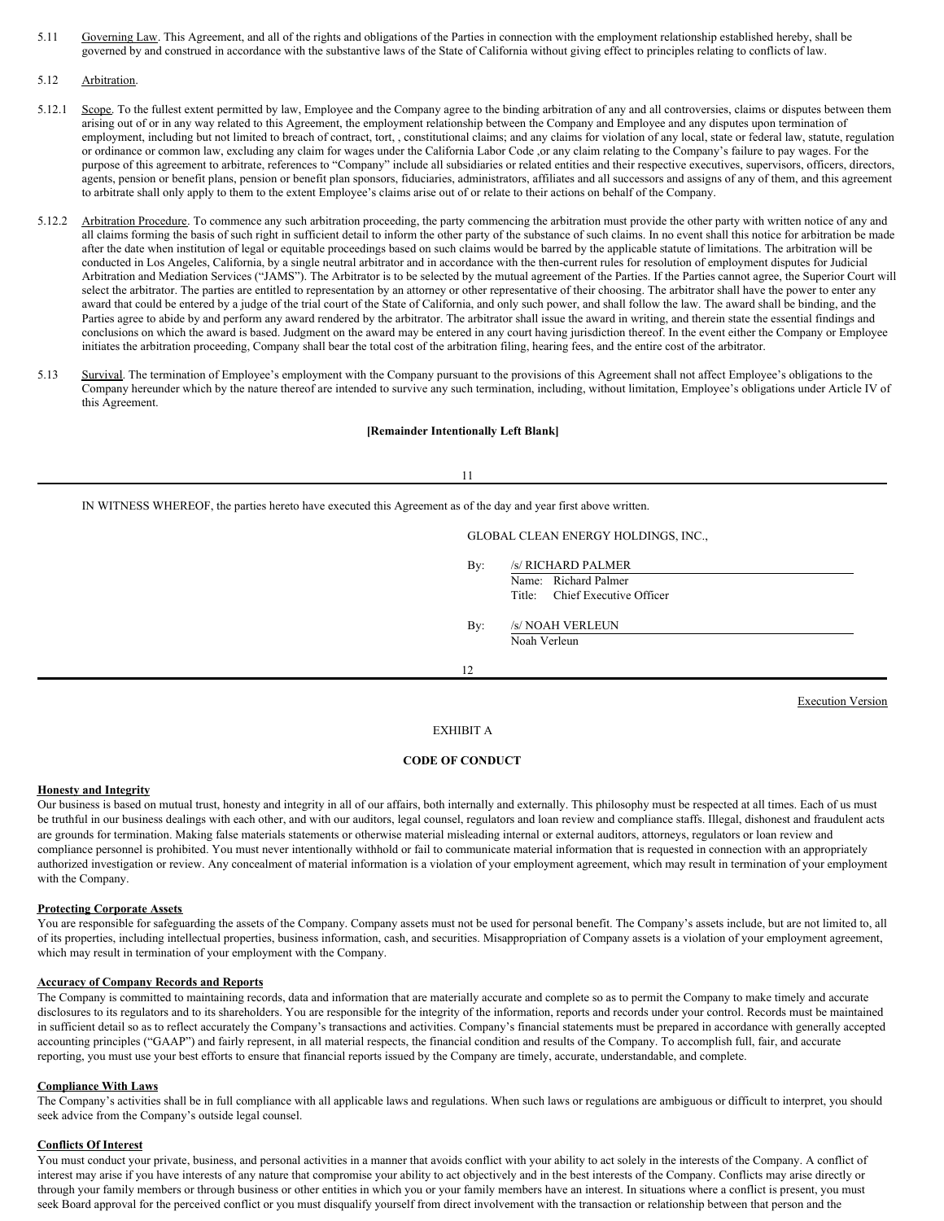5.11 Governing Law. This Agreement, and all of the rights and obligations of the Parties in connection with the employment relationship established hereby, shall be governed by and construed in accordance with the substantive laws of the State of California without giving effect to principles relating to conflicts of law.

5.12 Arbitration.

5.12.1 Scope. To the fullest extent permitted by law, Employee and the Company agree to the binding arbitration of any and all controversies, claims or disputes between them arising out of or in any way related to this Agreement, the employment relationship between the Company and Employee and any disputes upon termination of employment, including but not limited to breach of contract, tort, , constitutional claims; and any claims for violation of any local, state or federal law, statute, regulation or ordinance or common law, excluding any claim for wages under the California Labor Code ,or any claim relating to the Company's failure to pay wages. For the purpose of this agreement to arbitrate, references to "Company" include all subsidiaries or related entities and their respective executives, supervisors, officers, directors, agents, pension or benefit plans, pension or benefit plan sponsors, fiduciaries, administrators, affiliates and all successors and assigns of any of them, and this agreement to arbitrate shall only apply to them to the extent Employee's claims arise out of or relate to their actions on behalf of the Company.

5.12.2 Arbitration Procedure. To commence any such arbitration proceeding, the party commencing the arbitration must provide the other party with written notice of any and all claims forming the basis of such right in sufficient detail to inform the other party of the substance of such claims. In no event shall this notice for arbitration be made after the date when institution of legal or equitable proceedings based on such claims would be barred by the applicable statute of limitations. The arbitration will be conducted in Los Angeles, California, by a single neutral arbitrator and in accordance with the then-current rules for resolution of employment disputes for Judicial Arbitration and Mediation Services ("JAMS"). The Arbitrator is to be selected by the mutual agreement of the Parties. If the Parties cannot agree, the Superior Court will select the arbitrator. The parties are entitled to representation by an attorney or other representative of their choosing. The arbitrator shall have the power to enter any award that could be entered by a judge of the trial court of the State of California, and only such power, and shall follow the law. The award shall be binding, and the Parties agree to abide by and perform any award rendered by the arbitrator. The arbitrator shall issue the award in writing, and therein state the essential findings and conclusions on which the award is based. Judgment on the award may be entered in any court having jurisdiction thereof. In the event either the Company or Employee initiates the arbitration proceeding, Company shall bear the total cost of the arbitration filing, hearing fees, and the entire cost of the arbitrator.

5.13 Survival. The termination of Employee's employment with the Company pursuant to the provisions of this Agreement shall not affect Employee's obligations to the Company hereunder which by the nature thereof are intended to survive any such termination, including, without limitation, Employee's obligations under Article IV of this Agreement.

**[Remainder Intentionally Left Blank]**

---

IN WITNESS WHEREOF, the parties hereto have executed this Agreement as of the day and year first above written.

GLOBAL CLEAN ENERGY HOLDINGS, INC.,

By: /s/ RICHARD PALMER
Name: Richard Palmer
Title: Chief Executive Officer

By: /s/ NOAH VERLEUN
Noah Verleun

---

Execution Version

EXHIBIT A

**CODE OF CONDUCT**

**Honesty and Integrity**

Our business is based on mutual trust, honesty and integrity in all of our affairs, both internally and externally. This philosophy must be respected at all times. Each of us must be truthful in our business dealings with each other, and with our auditors, legal counsel, regulators and loan review and compliance staffs. Illegal, dishonest and fraudulent acts are grounds for termination. Making false materials statements or otherwise material misleading internal or external auditors, attorneys, regulators or loan review and compliance personnel is prohibited. You must never intentionally withhold or fail to communicate material information that is requested in connection with an appropriately authorized investigation or review. Any concealment of material information is a violation of your employment agreement, which may result in termination of your employment with the Company.

**Protecting Corporate Assets**

You are responsible for safeguarding the assets of the Company. Company assets must not be used for personal benefit. The Company's assets include, but are not limited to, all of its properties, including intellectual properties, business information, cash, and securities. Misappropriation of Company assets is a violation of your employment agreement, which may result in termination of your employment with the Company.

**Accuracy of Company Records and Reports**

The Company is committed to maintaining records, data and information that are materially accurate and complete so as to permit the Company to make timely and accurate disclosures to its regulators and to its shareholders. You are responsible for the integrity of the information, reports and records under your control. Records must be maintained in sufficient detail so as to reflect accurately the Company's transactions and activities. Company's financial statements must be prepared in accordance with generally accepted accounting principles ("GAAP") and fairly represent, in all material respects, the financial condition and results of the Company. To accomplish full, fair, and accurate reporting, you must use your best efforts to ensure that financial reports issued by the Company are timely, accurate, understandable, and complete.

**Compliance With Laws**

The Company's activities shall be in full compliance with all applicable laws and regulations. When such laws or regulations are ambiguous or difficult to interpret, you should seek advice from the Company's outside legal counsel.

**Conflicts Of Interest**

You must conduct your private, business, and personal activities in a manner that avoids conflict with your ability to act solely in the interests of the Company. A conflict of interest may arise if you have interests of any nature that compromise your ability to act objectively and in the best interests of the Company. Conflicts may arise directly or through your family members or through business or other entities in which you or your family members have an interest. In situations where a conflict is present, you must seek Board approval for the perceived conflict or you must disqualify yourself from direct involvement with the transaction or relationship between that person and the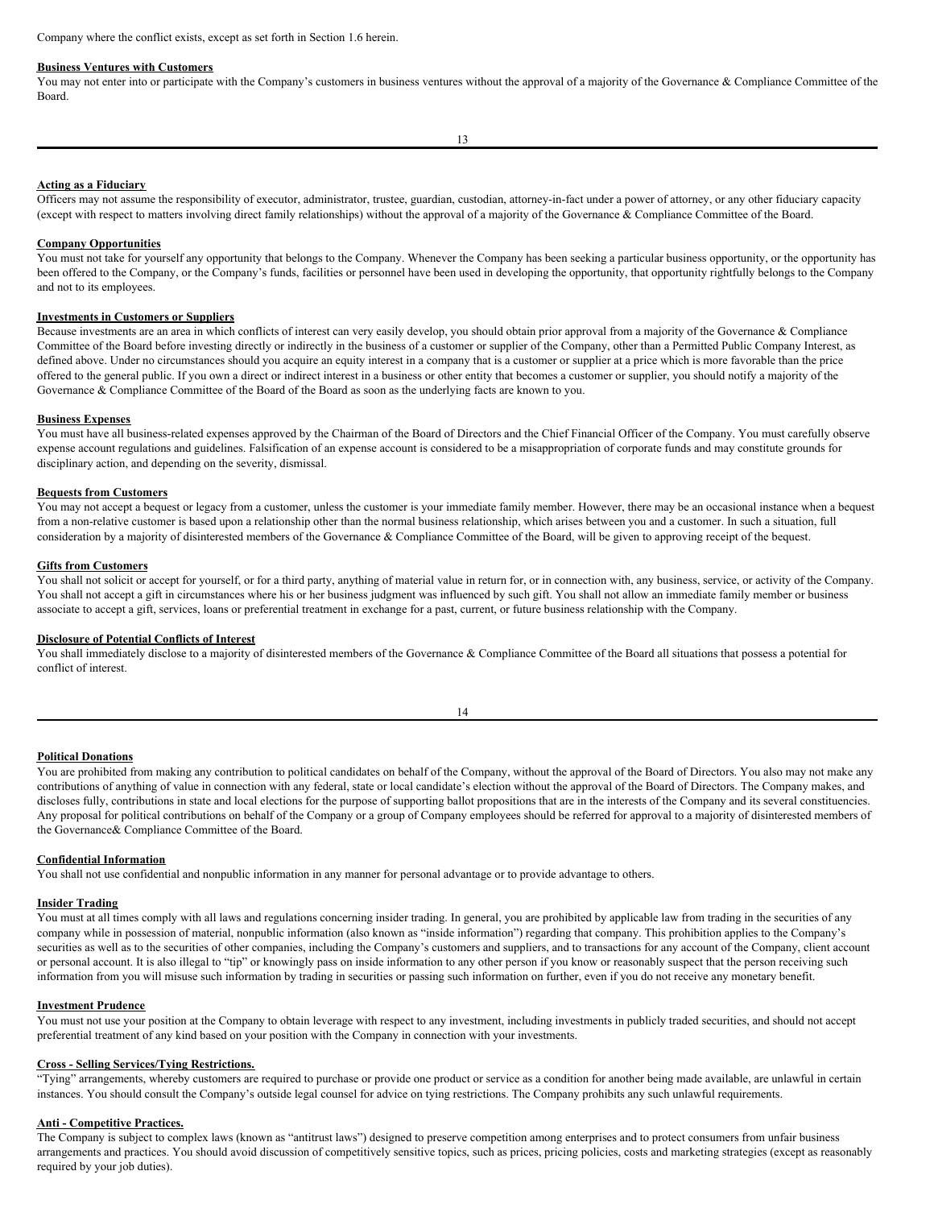Company where the conflict exists, except as set forth in Section 1.6 herein.

**Business Ventures with Customers**

You may not enter into or participate with the Company's customers in business ventures without the approval of a majority of the Governance & Compliance Committee of the Board.

**Acting as a Fiduciary**

Officers may not assume the responsibility of executor, administrator, trustee, guardian, custodian, attorney-in-fact under a power of attorney, or any other fiduciary capacity (except with respect to matters involving direct family relationships) without the approval of a majority of the Governance & Compliance Committee of the Board.

**Company Opportunities**

You must not take for yourself any opportunity that belongs to the Company. Whenever the Company has been seeking a particular business opportunity, or the opportunity has been offered to the Company, or the Company's funds, facilities or personnel have been used in developing the opportunity, that opportunity rightfully belongs to the Company and not to its employees.

**Investments in Customers or Suppliers**

Because investments are an area in which conflicts of interest can very easily develop, you should obtain prior approval from a majority of the Governance & Compliance Committee of the Board before investing directly or indirectly in the business of a customer or supplier of the Company, other than a Permitted Public Company Interest, as defined above. Under no circumstances should you acquire an equity interest in a company that is a customer or supplier at a price which is more favorable than the price offered to the general public. If you own a direct or indirect interest in a business or other entity that becomes a customer or supplier, you should notify a majority of the Governance & Compliance Committee of the Board of the Board as soon as the underlying facts are known to you.

**Business Expenses**

You must have all business-related expenses approved by the Chairman of the Board of Directors and the Chief Financial Officer of the Company. You must carefully observe expense account regulations and guidelines. Falsification of an expense account is considered to be a misappropriation of corporate funds and may constitute grounds for disciplinary action, and depending on the severity, dismissal.

**Bequests from Customers**

You may not accept a bequest or legacy from a customer, unless the customer is your immediate family member. However, there may be an occasional instance when a bequest from a non-relative customer is based upon a relationship other than the normal business relationship, which arises between you and a customer. In such a situation, full consideration by a majority of disinterested members of the Governance & Compliance Committee of the Board, will be given to approving receipt of the bequest.

**Gifts from Customers**

You shall not solicit or accept for yourself, or for a third party, anything of material value in return for, or in connection with, any business, service, or activity of the Company. You shall not accept a gift in circumstances where his or her business judgment was influenced by such gift. You shall not allow an immediate family member or business associate to accept a gift, services, loans or preferential treatment in exchange for a past, current, or future business relationship with the Company.

**Disclosure of Potential Conflicts of Interest**

You shall immediately disclose to a majority of disinterested members of the Governance & Compliance Committee of the Board all situations that possess a potential for conflict of interest.

**Political Donations**

You are prohibited from making any contribution to political candidates on behalf of the Company, without the approval of the Board of Directors. You also may not make any contributions of anything of value in connection with any federal, state or local candidate's election without the approval of the Board of Directors. The Company makes, and discloses fully, contributions in state and local elections for the purpose of supporting ballot propositions that are in the interests of the Company and its several constituencies. Any proposal for political contributions on behalf of the Company or a group of Company employees should be referred for approval to a majority of disinterested members of the Governance& Compliance Committee of the Board.

**Confidential Information**

You shall not use confidential and nonpublic information in any manner for personal advantage or to provide advantage to others.

**Insider Trading**

You must at all times comply with all laws and regulations concerning insider trading. In general, you are prohibited by applicable law from trading in the securities of any company while in possession of material, nonpublic information (also known as "inside information") regarding that company. This prohibition applies to the Company's securities as well as to the securities of other companies, including the Company's customers and suppliers, and to transactions for any account of the Company, client account or personal account. It is also illegal to "tip" or knowingly pass on inside information to any other person if you know or reasonably suspect that the person receiving such information from you will misuse such information by trading in securities or passing such information on further, even if you do not receive any monetary benefit.

**Investment Prudence**

You must not use your position at the Company to obtain leverage with respect to any investment, including investments in publicly traded securities, and should not accept preferential treatment of any kind based on your position with the Company in connection with your investments.

**Cross - Selling Services/Tying Restrictions.**

"Tying" arrangements, whereby customers are required to purchase or provide one product or service as a condition for another being made available, are unlawful in certain instances. You should consult the Company's outside legal counsel for advice on tying restrictions. The Company prohibits any such unlawful requirements.

**Anti - Competitive Practices.**

The Company is subject to complex laws (known as "antitrust laws") designed to preserve competition among enterprises and to protect consumers from unfair business arrangements and practices. You should avoid discussion of competitively sensitive topics, such as prices, pricing policies, costs and marketing strategies (except as reasonably required by your job duties).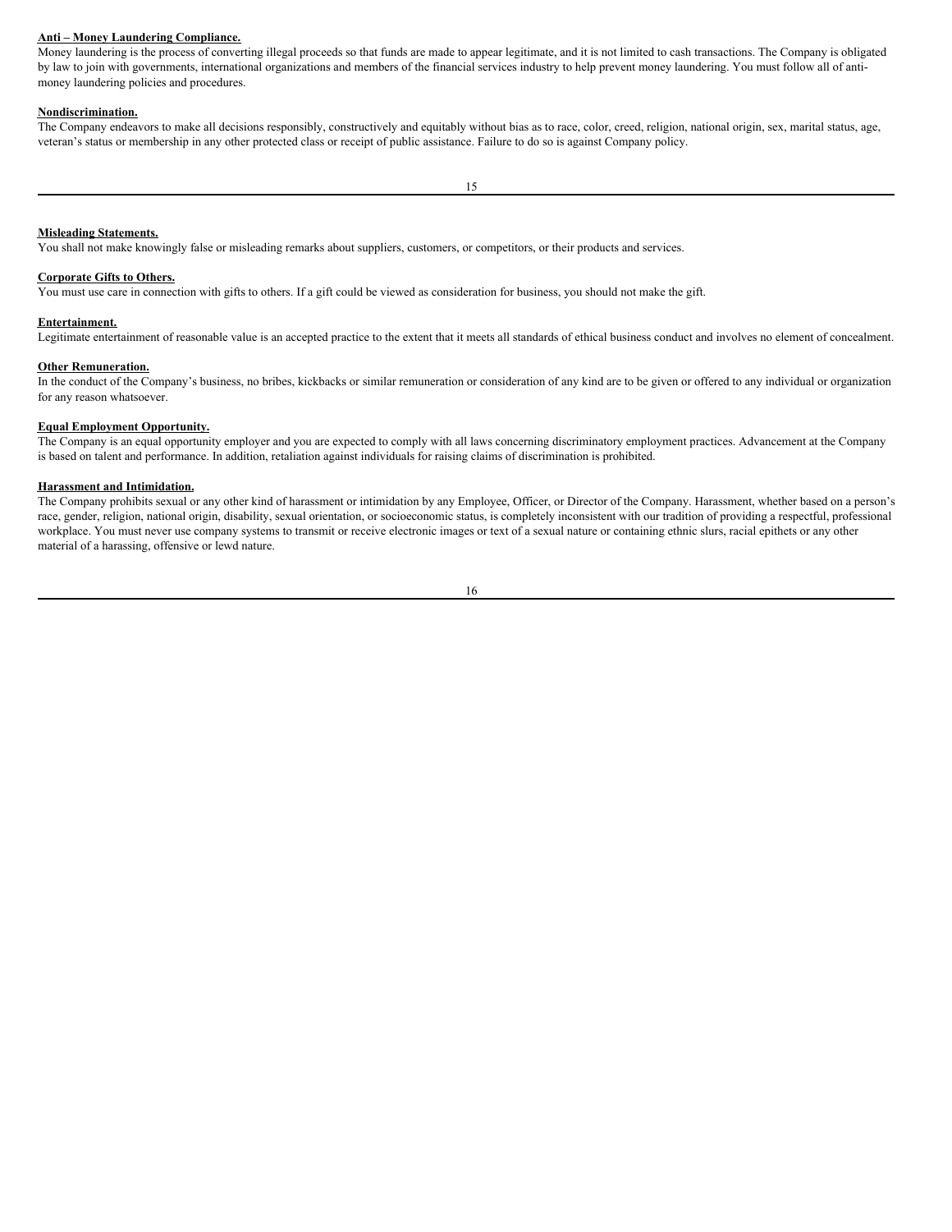**Anti – Money Laundering Compliance.**

Money laundering is the process of converting illegal proceeds so that funds are made to appear legitimate, and it is not limited to cash transactions. The Company is obligated by law to join with governments, international organizations and members of the financial services industry to help prevent money laundering. You must follow all of anti-money laundering policies and procedures.

**Nondiscrimination.**

The Company endeavors to make all decisions responsibly, constructively and equitably without bias as to race, color, creed, religion, national origin, sex, marital status, age, veteran's status or membership in any other protected class or receipt of public assistance. Failure to do so is against Company policy.

**Misleading Statements.**

You shall not make knowingly false or misleading remarks about suppliers, customers, or competitors, or their products and services.

**Corporate Gifts to Others.**

You must use care in connection with gifts to others. If a gift could be viewed as consideration for business, you should not make the gift.

**Entertainment.**

Legitimate entertainment of reasonable value is an accepted practice to the extent that it meets all standards of ethical business conduct and involves no element of concealment.

**Other Remuneration.**

In the conduct of the Company's business, no bribes, kickbacks or similar remuneration or consideration of any kind are to be given or offered to any individual or organization for any reason whatsoever.

**Equal Employment Opportunity.**

The Company is an equal opportunity employer and you are expected to comply with all laws concerning discriminatory employment practices. Advancement at the Company is based on talent and performance. In addition, retaliation against individuals for raising claims of discrimination is prohibited.

**Harassment and Intimidation.**

The Company prohibits sexual or any other kind of harassment or intimidation by any Employee, Officer, or Director of the Company. Harassment, whether based on a person's race, gender, religion, national origin, disability, sexual orientation, or socioeconomic status, is completely inconsistent with our tradition of providing a respectful, professional workplace. You must never use company systems to transmit or receive electronic images or text of a sexual nature or containing ethnic slurs, racial epithets or any other material of a harassing, offensive or lewd nature.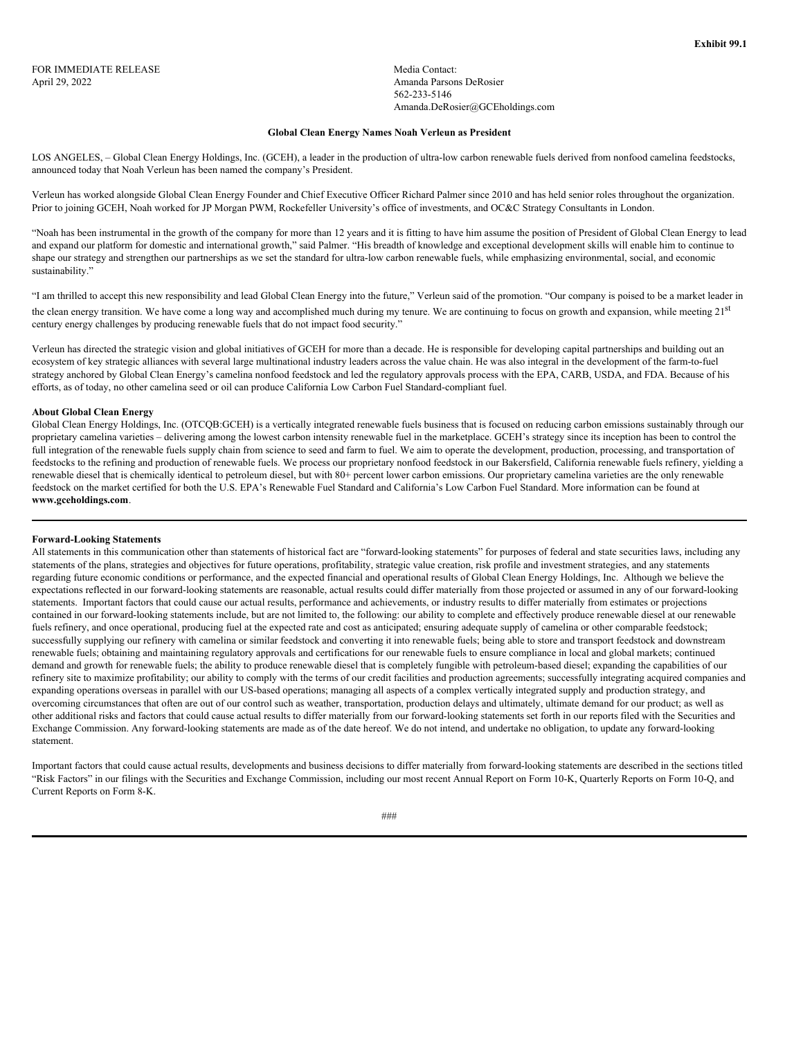**Exhibit 99.1**

FOR IMMEDIATE RELEASE
April 29, 2022

Media Contact:
Amanda Parsons DeRosier
562-233-5146
Amanda.DeRosier@GCEholdings.com

**Global Clean Energy Names Noah Verleun as President**

LOS ANGELES, – Global Clean Energy Holdings, Inc. (GCEH), a leader in the production of ultra-low carbon renewable fuels derived from nonfood camelina feedstocks, announced today that Noah Verleun has been named the company's President.

Verleun has worked alongside Global Clean Energy Founder and Chief Executive Officer Richard Palmer since 2010 and has held senior roles throughout the organization. Prior to joining GCEH, Noah worked for JP Morgan PWM, Rockefeller University's office of investments, and OC&C Strategy Consultants in London.

"Noah has been instrumental in the growth of the company for more than 12 years and it is fitting to have him assume the position of President of Global Clean Energy to lead and expand our platform for domestic and international growth," said Palmer. "His breadth of knowledge and exceptional development skills will enable him to continue to shape our strategy and strengthen our partnerships as we set the standard for ultra-low carbon renewable fuels, while emphasizing environmental, social, and economic sustainability."

"I am thrilled to accept this new responsibility and lead Global Clean Energy into the future," Verleun said of the promotion. "Our company is poised to be a market leader in the clean energy transition. We have come a long way and accomplished much during my tenure. We are continuing to focus on growth and expansion, while meeting 21st century energy challenges by producing renewable fuels that do not impact food security."

Verleun has directed the strategic vision and global initiatives of GCEH for more than a decade. He is responsible for developing capital partnerships and building out an ecosystem of key strategic alliances with several large multinational industry leaders across the value chain. He was also integral in the development of the farm-to-fuel strategy anchored by Global Clean Energy's camelina nonfood feedstock and led the regulatory approvals process with the EPA, CARB, USDA, and FDA. Because of his efforts, as of today, no other camelina seed or oil can produce California Low Carbon Fuel Standard-compliant fuel.

**About Global Clean Energy**

Global Clean Energy Holdings, Inc. (OTCQB:GCEH) is a vertically integrated renewable fuels business that is focused on reducing carbon emissions sustainably through our proprietary camelina varieties – delivering among the lowest carbon intensity renewable fuel in the marketplace. GCEH's strategy since its inception has been to control the full integration of the renewable fuels supply chain from science to seed and farm to fuel. We aim to operate the development, production, processing, and transportation of feedstocks to the refining and production of renewable fuels. We process our proprietary nonfood feedstock in our Bakersfield, California renewable fuels refinery, yielding a renewable diesel that is chemically identical to petroleum diesel, but with 80+ percent lower carbon emissions. Our proprietary camelina varieties are the only renewable feedstock on the market certified for both the U.S. EPA's Renewable Fuel Standard and California's Low Carbon Fuel Standard. More information can be found at **www.gceholdings.com**.

**Forward-Looking Statements**

All statements in this communication other than statements of historical fact are "forward-looking statements" for purposes of federal and state securities laws, including any statements of the plans, strategies and objectives for future operations, profitability, strategic value creation, risk profile and investment strategies, and any statements regarding future economic conditions or performance, and the expected financial and operational results of Global Clean Energy Holdings, Inc. Although we believe the expectations reflected in our forward-looking statements are reasonable, actual results could differ materially from those projected or assumed in any of our forward-looking statements. Important factors that could cause our actual results, performance and achievements, or industry results to differ materially from estimates or projections contained in our forward-looking statements include, but are not limited to, the following: our ability to complete and effectively produce renewable diesel at our renewable fuels refinery, and once operational, producing fuel at the expected rate and cost as anticipated; ensuring adequate supply of camelina or other comparable feedstock; successfully supplying our refinery with camelina or similar feedstock and converting it into renewable fuels; being able to store and transport feedstock and downstream renewable fuels; obtaining and maintaining regulatory approvals and certifications for our renewable fuels to ensure compliance in local and global markets; continued demand and growth for renewable fuels; the ability to produce renewable diesel that is completely fungible with petroleum-based diesel; expanding the capabilities of our refinery site to maximize profitability; our ability to comply with the terms of our credit facilities and production agreements; successfully integrating acquired companies and expanding operations overseas in parallel with our US-based operations; managing all aspects of a complex vertically integrated supply and production strategy, and overcoming circumstances that often are out of our control such as weather, transportation, production delays and ultimately, ultimate demand for our product; as well as other additional risks and factors that could cause actual results to differ materially from our forward-looking statements set forth in our reports filed with the Securities and Exchange Commission. Any forward-looking statements are made as of the date hereof. We do not intend, and undertake no obligation, to update any forward-looking statement.

Important factors that could cause actual results, developments and business decisions to differ materially from forward-looking statements are described in the sections titled "Risk Factors" in our filings with the Securities and Exchange Commission, including our most recent Annual Report on Form 10-K, Quarterly Reports on Form 10-Q, and Current Reports on Form 8-K.

###